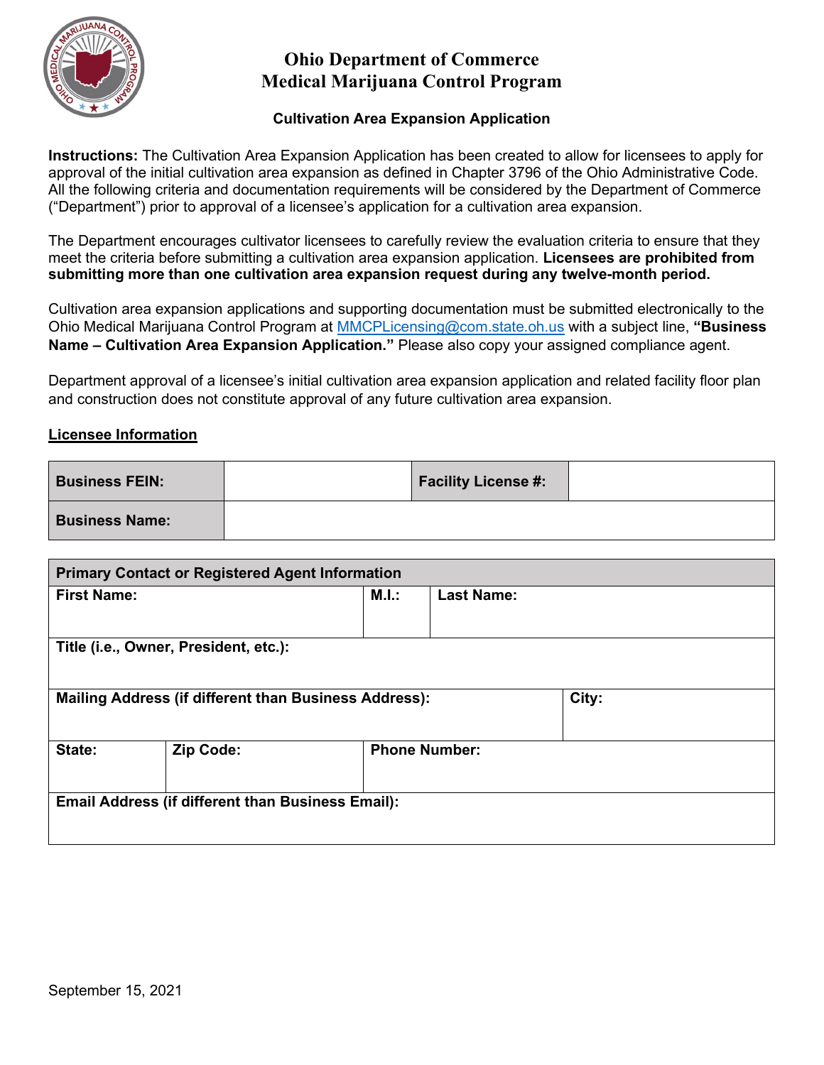# Ohio Department of Commerce
# Medical Marijuana Control Program

### Cultivation Area Expansion Application

**Instructions:** The Cultivation Area Expansion Application has been created to allow for licensees to apply for approval of the initial cultivation area expansion as defined in Chapter 3796 of the Ohio Administrative Code. All the following criteria and documentation requirements will be considered by the Department of Commerce ("Department") prior to approval of a licensee's application for a cultivation area expansion.

The Department encourages cultivator licensees to carefully review the evaluation criteria to ensure that they meet the criteria before submitting a cultivation area expansion application. **Licensees are prohibited from submitting more than one cultivation area expansion request during any twelve-month period.**

Cultivation area expansion applications and supporting documentation must be submitted electronically to the Ohio Medical Marijuana Control Program at MMCPLicensing@com.state.oh.us with a subject line, **"Business Name – Cultivation Area Expansion Application."** Please also copy your assigned compliance agent.

Department approval of a licensee's initial cultivation area expansion application and related facility floor plan and construction does not constitute approval of any future cultivation area expansion.

**Licensee Information**

| **Business FEIN:** | | **Facility License #:** | |
|---|---|---|---|
| **Business Name:** | | | |

| **Primary Contact or Registered Agent Information** | | | | |
|---|---|---|---|---|
| **First Name:** | | **M.I.:** | **Last Name:** | |
| **Title (i.e., Owner, President, etc.):** | | | | |
| **Mailing Address (if different than Business Address):** | | | | **City:** |
| **State:** | **Zip Code:** | **Phone Number:** | | |
| **Email Address (if different than Business Email):** | | | | |

September 15, 2021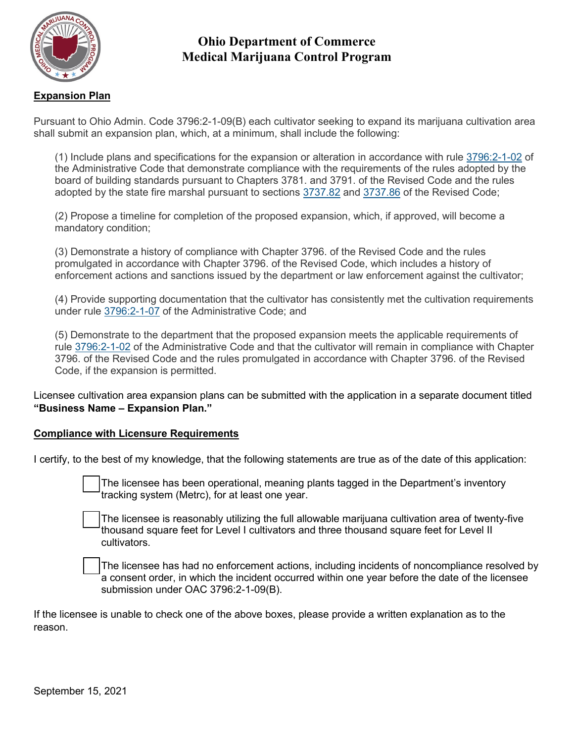# Ohio Department of Commerce
# Medical Marijuana Control Program

**Expansion Plan**

Pursuant to Ohio Admin. Code 3796:2-1-09(B) each cultivator seeking to expand its marijuana cultivation area shall submit an expansion plan, which, at a minimum, shall include the following:

(1) Include plans and specifications for the expansion or alteration in accordance with rule 3796:2-1-02 of the Administrative Code that demonstrate compliance with the requirements of the rules adopted by the board of building standards pursuant to Chapters 3781. and 3791. of the Revised Code and the rules adopted by the state fire marshal pursuant to sections 3737.82 and 3737.86 of the Revised Code;

(2) Propose a timeline for completion of the proposed expansion, which, if approved, will become a mandatory condition;

(3) Demonstrate a history of compliance with Chapter 3796. of the Revised Code and the rules promulgated in accordance with Chapter 3796. of the Revised Code, which includes a history of enforcement actions and sanctions issued by the department or law enforcement against the cultivator;

(4) Provide supporting documentation that the cultivator has consistently met the cultivation requirements under rule 3796:2-1-07 of the Administrative Code; and

(5) Demonstrate to the department that the proposed expansion meets the applicable requirements of rule 3796:2-1-02 of the Administrative Code and that the cultivator will remain in compliance with Chapter 3796. of the Revised Code and the rules promulgated in accordance with Chapter 3796. of the Revised Code, if the expansion is permitted.

Licensee cultivation area expansion plans can be submitted with the application in a separate document titled **"Business Name – Expansion Plan."**

**Compliance with Licensure Requirements**

I certify, to the best of my knowledge, that the following statements are true as of the date of this application:

- ☐ The licensee has been operational, meaning plants tagged in the Department's inventory tracking system (Metrc), for at least one year.
- ☐ The licensee is reasonably utilizing the full allowable marijuana cultivation area of twenty-five thousand square feet for Level I cultivators and three thousand square feet for Level II cultivators.
- ☐ The licensee has had no enforcement actions, including incidents of noncompliance resolved by a consent order, in which the incident occurred within one year before the date of the licensee submission under OAC 3796:2-1-09(B).

If the licensee is unable to check one of the above boxes, please provide a written explanation as to the reason.

September 15, 2021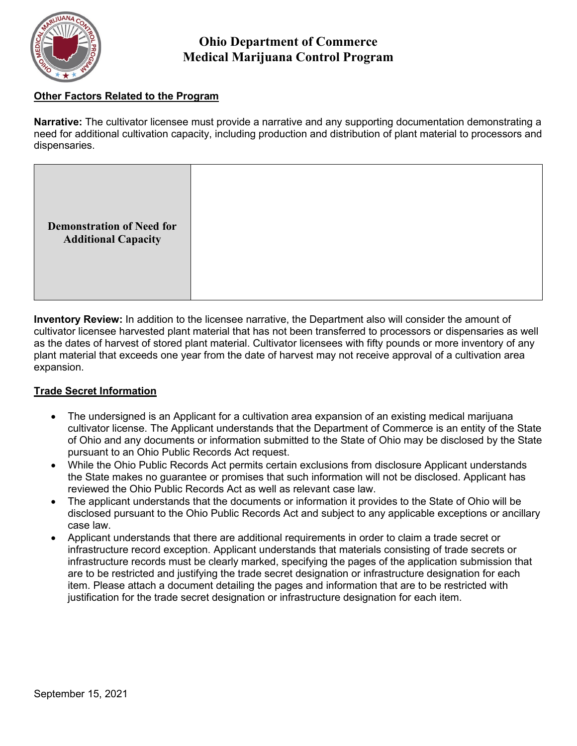# Ohio Department of Commerce
# Medical Marijuana Control Program

**Other Factors Related to the Program**

**Narrative:** The cultivator licensee must provide a narrative and any supporting documentation demonstrating a need for additional cultivation capacity, including production and distribution of plant material to processors and dispensaries.

| **Demonstration of Need for Additional Capacity** | |
|---|---|

**Inventory Review:** In addition to the licensee narrative, the Department also will consider the amount of cultivator licensee harvested plant material that has not been transferred to processors or dispensaries as well as the dates of harvest of stored plant material. Cultivator licensees with fifty pounds or more inventory of any plant material that exceeds one year from the date of harvest may not receive approval of a cultivation area expansion.

**Trade Secret Information**

- The undersigned is an Applicant for a cultivation area expansion of an existing medical marijuana cultivator license. The Applicant understands that the Department of Commerce is an entity of the State of Ohio and any documents or information submitted to the State of Ohio may be disclosed by the State pursuant to an Ohio Public Records Act request.
- While the Ohio Public Records Act permits certain exclusions from disclosure Applicant understands the State makes no guarantee or promises that such information will not be disclosed. Applicant has reviewed the Ohio Public Records Act as well as relevant case law.
- The applicant understands that the documents or information it provides to the State of Ohio will be disclosed pursuant to the Ohio Public Records Act and subject to any applicable exceptions or ancillary case law.
- Applicant understands that there are additional requirements in order to claim a trade secret or infrastructure record exception. Applicant understands that materials consisting of trade secrets or infrastructure records must be clearly marked, specifying the pages of the application submission that are to be restricted and justifying the trade secret designation or infrastructure designation for each item. Please attach a document detailing the pages and information that are to be restricted with justification for the trade secret designation or infrastructure designation for each item.

September 15, 2021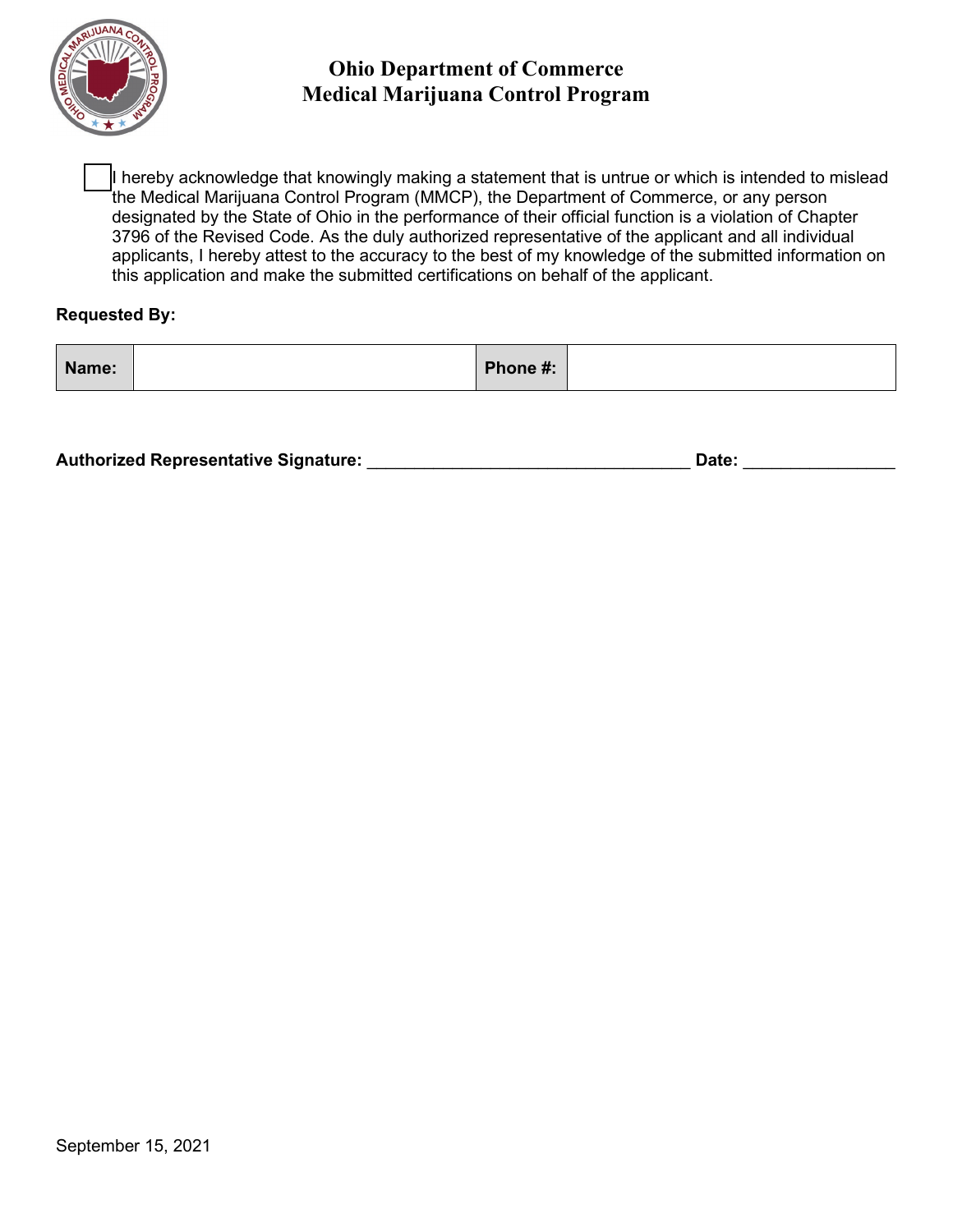# Ohio Department of Commerce
# Medical Marijuana Control Program

☐ I hereby acknowledge that knowingly making a statement that is untrue or which is intended to mislead the Medical Marijuana Control Program (MMCP), the Department of Commerce, or any person designated by the State of Ohio in the performance of their official function is a violation of Chapter 3796 of the Revised Code. As the duly authorized representative of the applicant and all individual applicants, I hereby attest to the accuracy to the best of my knowledge of the submitted information on this application and make the submitted certifications on behalf of the applicant.

**Requested By:**

| | | | |
|---|---|---|---|
| **Name:** | | **Phone #:** | |

**Authorized Representative Signature:** ________________________________ **Date:** _______________

September 15, 2021